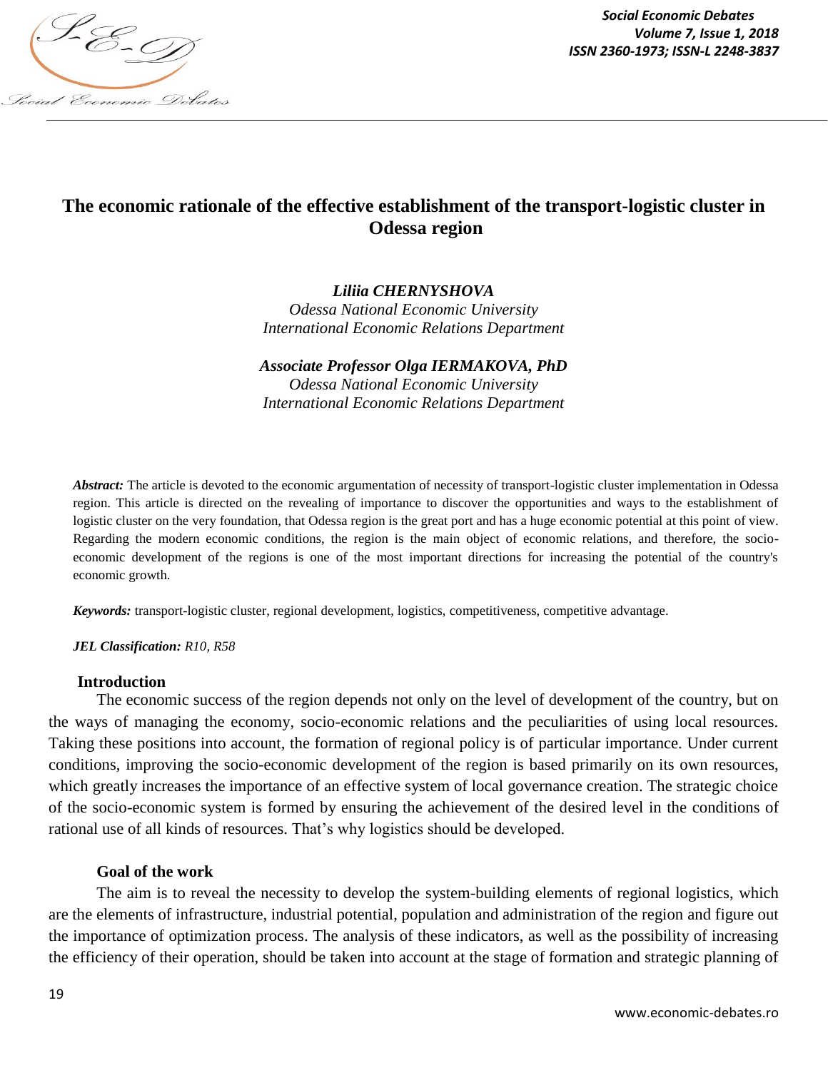# The economic rationale of the effective establishment of the transport-logistic cluster in Odessa region

***Liliia CHERNYSHOVA***
*Odessa National Economic University*
*International Economic Relations Department*

***Associate Professor Olga IERMAKOVA, PhD***
*Odessa National Economic University*
*International Economic Relations Department*

***Abstract:*** The article is devoted to the economic argumentation of necessity of transport-logistic cluster implementation in Odessa region. This article is directed on the revealing of importance to discover the opportunities and ways to the establishment of logistic cluster on the very foundation, that Odessa region is the great port and has a huge economic potential at this point of view. Regarding the modern economic conditions, the region is the main object of economic relations, and therefore, the socio-economic development of the regions is one of the most important directions for increasing the potential of the country's economic growth.

***Keywords:*** transport-logistic cluster, regional development, logistics, competitiveness, competitive advantage.

***JEL Classification:*** *R10, R58*

## Introduction

The economic success of the region depends not only on the level of development of the country, but on the ways of managing the economy, socio-economic relations and the peculiarities of using local resources. Taking these positions into account, the formation of regional policy is of particular importance. Under current conditions, improving the socio-economic development of the region is based primarily on its own resources, which greatly increases the importance of an effective system of local governance creation. The strategic choice of the socio-economic system is formed by ensuring the achievement of the desired level in the conditions of rational use of all kinds of resources. That's why logistics should be developed.

## Goal of the work

The aim is to reveal the necessity to develop the system-building elements of regional logistics, which are the elements of infrastructure, industrial potential, population and administration of the region and figure out the importance of optimization process. The analysis of these indicators, as well as the possibility of increasing the efficiency of their operation, should be taken into account at the stage of formation and strategic planning of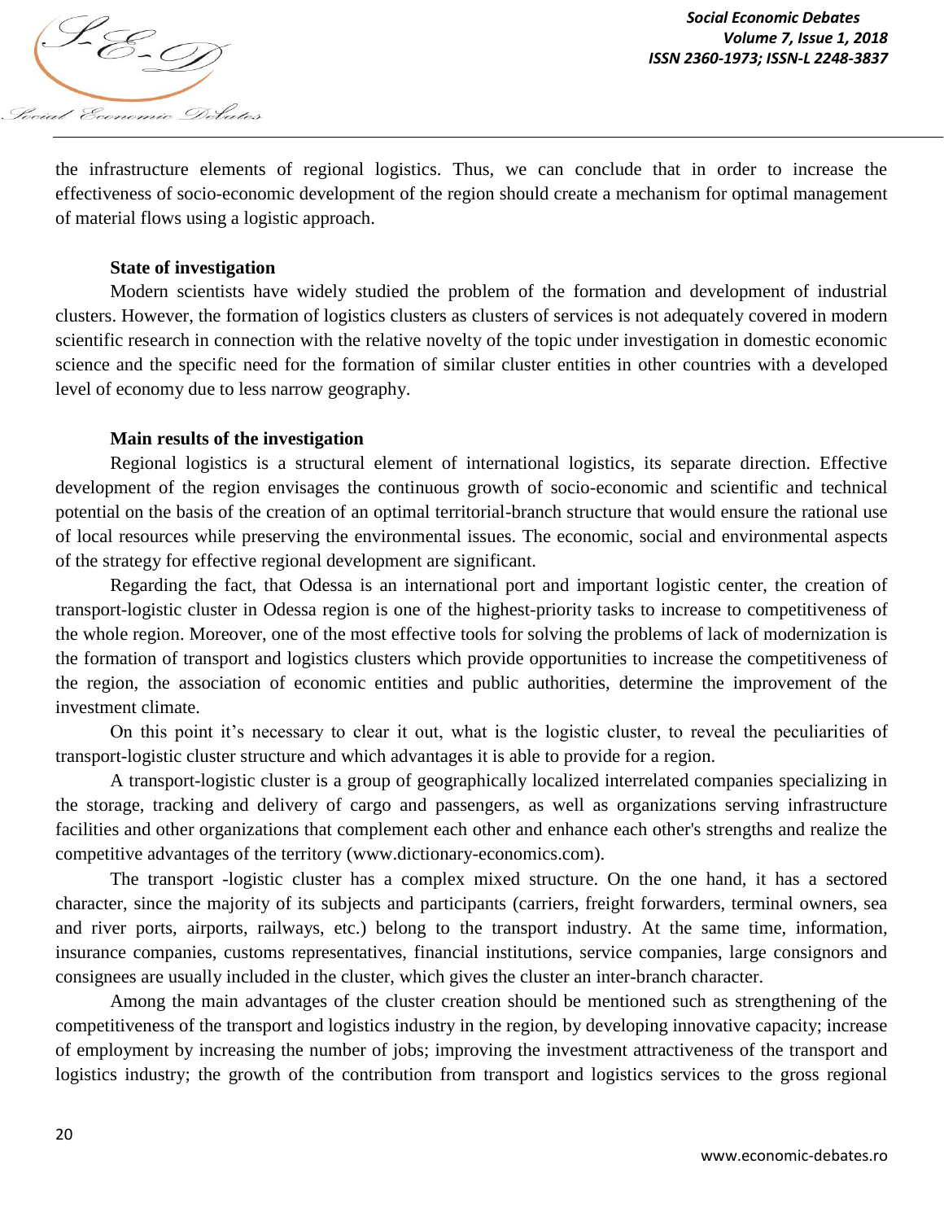the infrastructure elements of regional logistics. Thus, we can conclude that in order to increase the effectiveness of socio-economic development of the region should create a mechanism for optimal management of material flows using a logistic approach.

**State of investigation**

Modern scientists have widely studied the problem of the formation and development of industrial clusters. However, the formation of logistics clusters as clusters of services is not adequately covered in modern scientific research in connection with the relative novelty of the topic under investigation in domestic economic science and the specific need for the formation of similar cluster entities in other countries with a developed level of economy due to less narrow geography.

**Main results of the investigation**

Regional logistics is a structural element of international logistics, its separate direction. Effective development of the region envisages the continuous growth of socio-economic and scientific and technical potential on the basis of the creation of an optimal territorial-branch structure that would ensure the rational use of local resources while preserving the environmental issues. The economic, social and environmental aspects of the strategy for effective regional development are significant.

Regarding the fact, that Odessa is an international port and important logistic center, the creation of transport-logistic cluster in Odessa region is one of the highest-priority tasks to increase to competitiveness of the whole region. Moreover, one of the most effective tools for solving the problems of lack of modernization is the formation of transport and logistics clusters which provide opportunities to increase the competitiveness of the region, the association of economic entities and public authorities, determine the improvement of the investment climate.

On this point it's necessary to clear it out, what is the logistic cluster, to reveal the peculiarities of transport-logistic cluster structure and which advantages it is able to provide for a region.

A transport-logistic cluster is a group of geographically localized interrelated companies specializing in the storage, tracking and delivery of cargo and passengers, as well as organizations serving infrastructure facilities and other organizations that complement each other and enhance each other's strengths and realize the competitive advantages of the territory (www.dictionary-economics.com).

The transport -logistic cluster has a complex mixed structure. On the one hand, it has a sectored character, since the majority of its subjects and participants (carriers, freight forwarders, terminal owners, sea and river ports, airports, railways, etc.) belong to the transport industry. At the same time, information, insurance companies, customs representatives, financial institutions, service companies, large consignors and consignees are usually included in the cluster, which gives the cluster an inter-branch character.

Among the main advantages of the cluster creation should be mentioned such as strengthening of the competitiveness of the transport and logistics industry in the region, by developing innovative capacity; increase of employment by increasing the number of jobs; improving the investment attractiveness of the transport and logistics industry; the growth of the contribution from transport and logistics services to the gross regional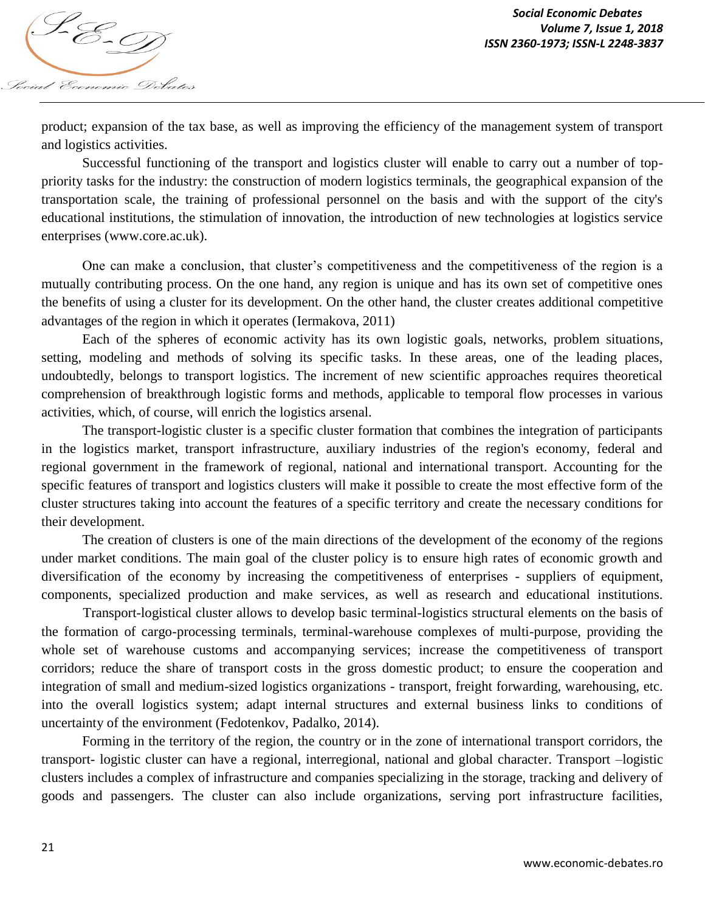product; expansion of the tax base, as well as improving the efficiency of the management system of transport and logistics activities.

Successful functioning of the transport and logistics cluster will enable to carry out a number of top-priority tasks for the industry: the construction of modern logistics terminals, the geographical expansion of the transportation scale, the training of professional personnel on the basis and with the support of the city's educational institutions, the stimulation of innovation, the introduction of new technologies at logistics service enterprises (www.core.ac.uk).

One can make a conclusion, that cluster's competitiveness and the competitiveness of the region is a mutually contributing process. On the one hand, any region is unique and has its own set of competitive ones the benefits of using a cluster for its development. On the other hand, the cluster creates additional competitive advantages of the region in which it operates (Iermakova, 2011)

Each of the spheres of economic activity has its own logistic goals, networks, problem situations, setting, modeling and methods of solving its specific tasks. In these areas, one of the leading places, undoubtedly, belongs to transport logistics. The increment of new scientific approaches requires theoretical comprehension of breakthrough logistic forms and methods, applicable to temporal flow processes in various activities, which, of course, will enrich the logistics arsenal.

The transport-logistic cluster is a specific cluster formation that combines the integration of participants in the logistics market, transport infrastructure, auxiliary industries of the region's economy, federal and regional government in the framework of regional, national and international transport. Accounting for the specific features of transport and logistics clusters will make it possible to create the most effective form of the cluster structures taking into account the features of a specific territory and create the necessary conditions for their development.

The creation of clusters is one of the main directions of the development of the economy of the regions under market conditions. The main goal of the cluster policy is to ensure high rates of economic growth and diversification of the economy by increasing the competitiveness of enterprises - suppliers of equipment, components, specialized production and make services, as well as research and educational institutions.

Transport-logistical cluster allows to develop basic terminal-logistics structural elements on the basis of the formation of cargo-processing terminals, terminal-warehouse complexes of multi-purpose, providing the whole set of warehouse customs and accompanying services; increase the competitiveness of transport corridors; reduce the share of transport costs in the gross domestic product; to ensure the cooperation and integration of small and medium-sized logistics organizations - transport, freight forwarding, warehousing, etc. into the overall logistics system; adapt internal structures and external business links to conditions of uncertainty of the environment (Fedotenkov, Padalko, 2014).

Forming in the territory of the region, the country or in the zone of international transport corridors, the transport- logistic cluster can have a regional, interregional, national and global character. Transport –logistic clusters includes a complex of infrastructure and companies specializing in the storage, tracking and delivery of goods and passengers. The cluster can also include organizations, serving port infrastructure facilities,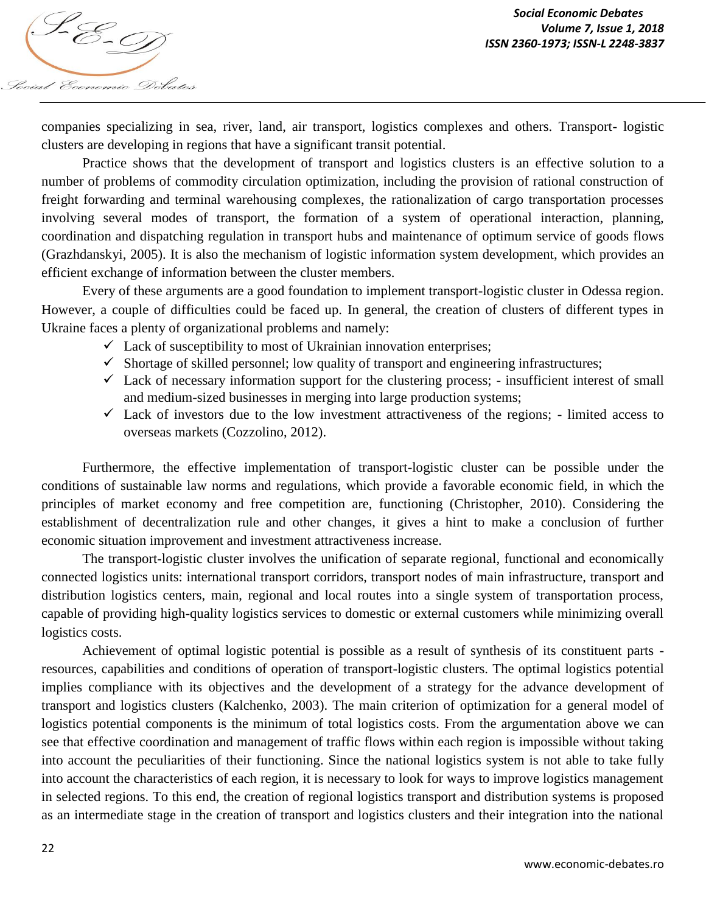companies specializing in sea, river, land, air transport, logistics complexes and others. Transport- logistic clusters are developing in regions that have a significant transit potential.

Practice shows that the development of transport and logistics clusters is an effective solution to a number of problems of commodity circulation optimization, including the provision of rational construction of freight forwarding and terminal warehousing complexes, the rationalization of cargo transportation processes involving several modes of transport, the formation of a system of operational interaction, planning, coordination and dispatching regulation in transport hubs and maintenance of optimum service of goods flows (Grazhdanskyi, 2005). It is also the mechanism of logistic information system development, which provides an efficient exchange of information between the cluster members.

Every of these arguments are a good foundation to implement transport-logistic cluster in Odessa region. However, a couple of difficulties could be faced up. In general, the creation of clusters of different types in Ukraine faces a plenty of organizational problems and namely:

- ✓ Lack of susceptibility to most of Ukrainian innovation enterprises;
- ✓ Shortage of skilled personnel; low quality of transport and engineering infrastructures;
- ✓ Lack of necessary information support for the clustering process; - insufficient interest of small and medium-sized businesses in merging into large production systems;
- ✓ Lack of investors due to the low investment attractiveness of the regions; - limited access to overseas markets (Cozzolino, 2012).

Furthermore, the effective implementation of transport-logistic cluster can be possible under the conditions of sustainable law norms and regulations, which provide a favorable economic field, in which the principles of market economy and free competition are, functioning (Christopher, 2010). Considering the establishment of decentralization rule and other changes, it gives a hint to make a conclusion of further economic situation improvement and investment attractiveness increase.

The transport-logistic cluster involves the unification of separate regional, functional and economically connected logistics units: international transport corridors, transport nodes of main infrastructure, transport and distribution logistics centers, main, regional and local routes into a single system of transportation process, capable of providing high-quality logistics services to domestic or external customers while minimizing overall logistics costs.

Achievement of optimal logistic potential is possible as a result of synthesis of its constituent parts - resources, capabilities and conditions of operation of transport-logistic clusters. The optimal logistics potential implies compliance with its objectives and the development of a strategy for the advance development of transport and logistics clusters (Kalchenko, 2003). The main criterion of optimization for a general model of logistics potential components is the minimum of total logistics costs. From the argumentation above we can see that effective coordination and management of traffic flows within each region is impossible without taking into account the peculiarities of their functioning. Since the national logistics system is not able to take fully into account the characteristics of each region, it is necessary to look for ways to improve logistics management in selected regions. To this end, the creation of regional logistics transport and distribution systems is proposed as an intermediate stage in the creation of transport and logistics clusters and their integration into the national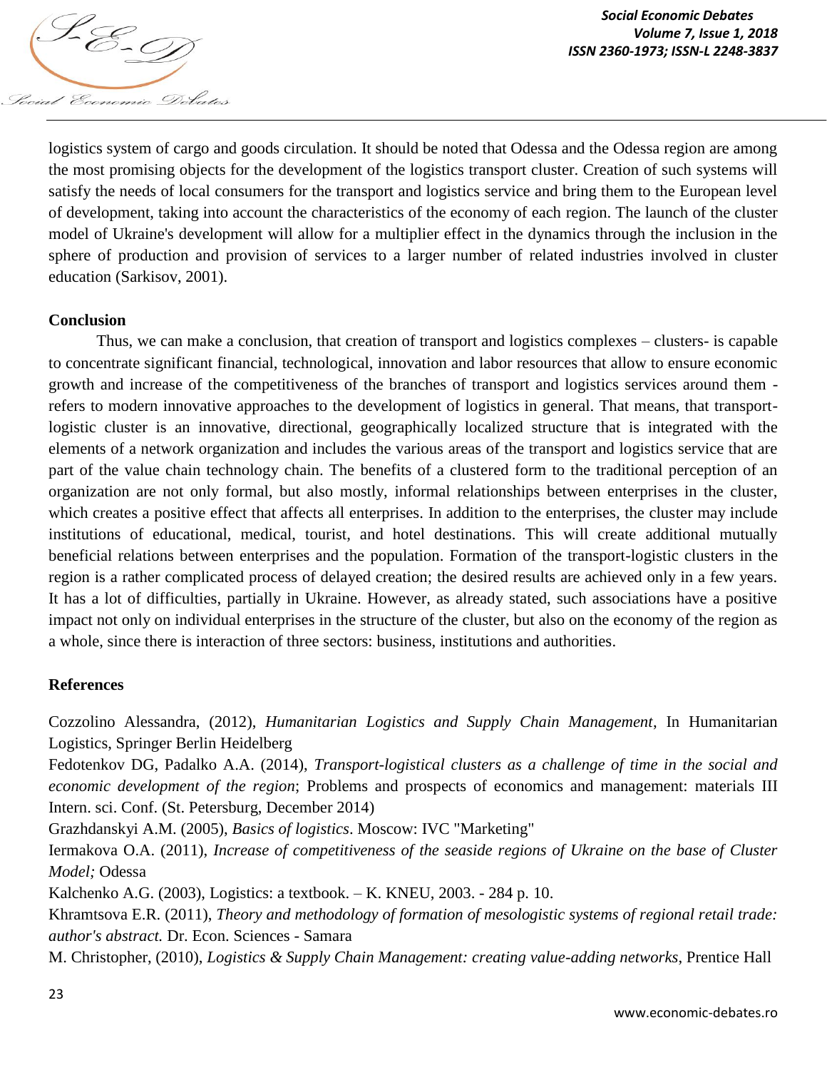logistics system of cargo and goods circulation. It should be noted that Odessa and the Odessa region are among the most promising objects for the development of the logistics transport cluster. Creation of such systems will satisfy the needs of local consumers for the transport and logistics service and bring them to the European level of development, taking into account the characteristics of the economy of each region. The launch of the cluster model of Ukraine's development will allow for a multiplier effect in the dynamics through the inclusion in the sphere of production and provision of services to a larger number of related industries involved in cluster education (Sarkisov, 2001).

## Conclusion

Thus, we can make a conclusion, that creation of transport and logistics complexes – clusters- is capable to concentrate significant financial, technological, innovation and labor resources that allow to ensure economic growth and increase of the competitiveness of the branches of transport and logistics services around them - refers to modern innovative approaches to the development of logistics in general. That means, that transport-logistic cluster is an innovative, directional, geographically localized structure that is integrated with the elements of a network organization and includes the various areas of the transport and logistics service that are part of the value chain technology chain. The benefits of a clustered form to the traditional perception of an organization are not only formal, but also mostly, informal relationships between enterprises in the cluster, which creates a positive effect that affects all enterprises. In addition to the enterprises, the cluster may include institutions of educational, medical, tourist, and hotel destinations. This will create additional mutually beneficial relations between enterprises and the population. Formation of the transport-logistic clusters in the region is a rather complicated process of delayed creation; the desired results are achieved only in a few years. It has a lot of difficulties, partially in Ukraine. However, as already stated, such associations have a positive impact not only on individual enterprises in the structure of the cluster, but also on the economy of the region as a whole, since there is interaction of three sectors: business, institutions and authorities.

## References

Cozzolino Alessandra, (2012), *Humanitarian Logistics and Supply Chain Management*, In Humanitarian Logistics, Springer Berlin Heidelberg

Fedotenkov DG, Padalko A.A. (2014), *Transport-logistical clusters as a challenge of time in the social and economic development of the region*; Problems and prospects of economics and management: materials III Intern. sci. Conf. (St. Petersburg, December 2014)

Grazhdanskyi A.M. (2005), *Basics of logistics*. Moscow: IVC "Marketing"

Iermakova O.A. (2011), *Increase of competitiveness of the seaside regions of Ukraine on the base of Cluster Model;* Odessa

Kalchenko A.G. (2003), Logistics: a textbook. – K. KNEU, 2003. - 284 p. 10.

Khramtsova E.R. (2011), *Theory and methodology of formation of mesologistic systems of regional retail trade: author's abstract.* Dr. Econ. Sciences - Samara

M. Christopher, (2010), *Logistics & Supply Chain Management: creating value-adding networks*, Prentice Hall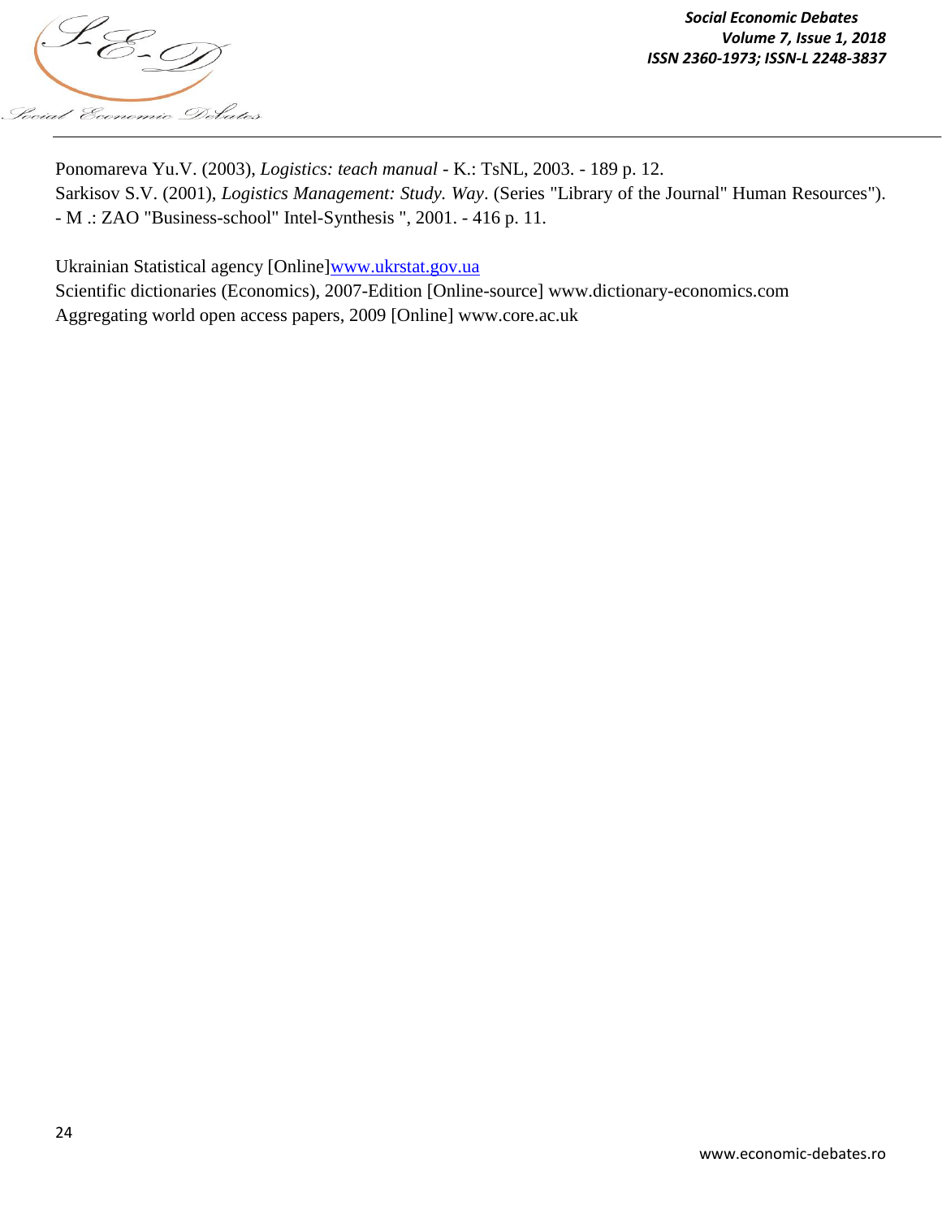Ponomareva Yu.V. (2003), *Logistics: teach manual* - K.: TsNL, 2003. - 189 p. 12.
Sarkisov S.V. (2001), *Logistics Management: Study. Way*. (Series "Library of the Journal" Human Resources"). - M .: ZAO "Business-school" Intel-Synthesis ", 2001. - 416 p. 11.

Ukrainian Statistical agency [Online]www.ukrstat.gov.ua
Scientific dictionaries (Economics), 2007-Edition [Online-source] www.dictionary-economics.com
Aggregating world open access papers, 2009 [Online] www.core.ac.uk